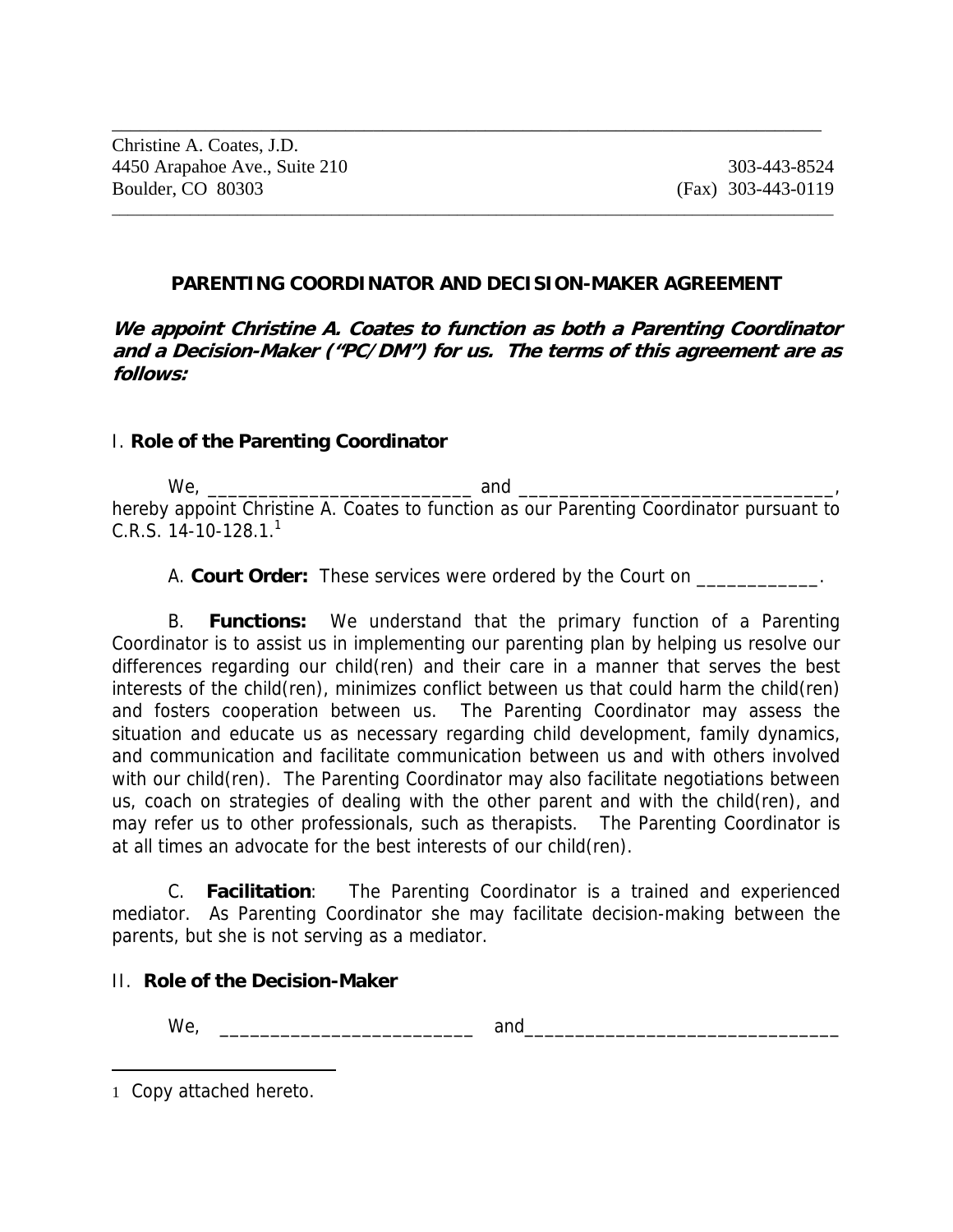Christine A. Coates, J.D.
4450 Arapahoe Ave., Suite 210 — 303-443-8524
Boulder, CO 80303 — (Fax) 303-443-0119

---

# PARENTING COORDINATOR AND DECISION-MAKER AGREEMENT

***We appoint Christine A. Coates to function as both a Parenting Coordinator and a Decision-Maker ("PC/DM") for us. The terms of this agreement are as follows:***

## I. Role of the Parenting Coordinator

We, __________________________ and ______________________________, hereby appoint Christine A. Coates to function as our Parenting Coordinator pursuant to C.R.S. 14-10-128.1.[1]

A. **Court Order:** These services were ordered by the Court on ____________.

B. **Functions:** We understand that the primary function of a Parenting Coordinator is to assist us in implementing our parenting plan by helping us resolve our differences regarding our child(ren) and their care in a manner that serves the best interests of the child(ren), minimizes conflict between us that could harm the child(ren) and fosters cooperation between us. The Parenting Coordinator may assess the situation and educate us as necessary regarding child development, family dynamics, and communication and facilitate communication between us and with others involved with our child(ren). The Parenting Coordinator may also facilitate negotiations between us, coach on strategies of dealing with the other parent and with the child(ren), and may refer us to other professionals, such as therapists. The Parenting Coordinator is at all times an advocate for the best interests of our child(ren).

C. **Facilitation**: The Parenting Coordinator is a trained and experienced mediator. As Parenting Coordinator she may facilitate decision-making between the parents, but she is not serving as a mediator.

## II. Role of the Decision-Maker

We, _________________________ and______________________________

---

[1] Copy attached hereto.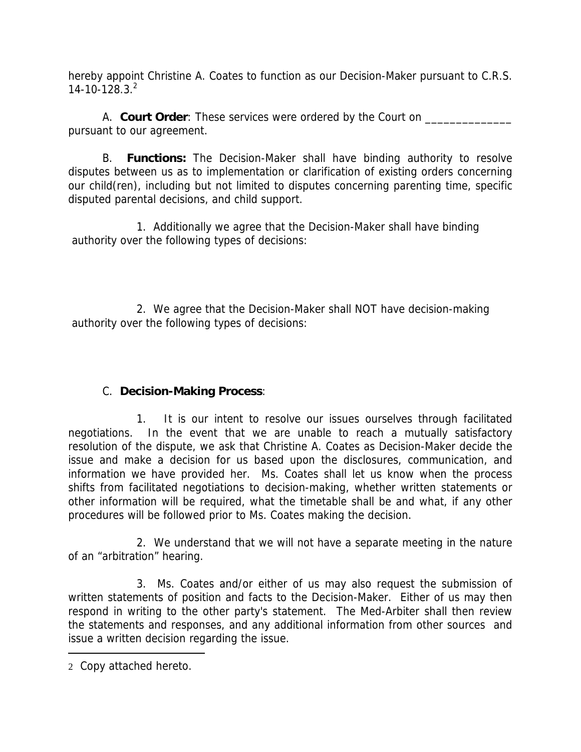hereby appoint Christine A. Coates to function as our Decision-Maker pursuant to C.R.S. 14-10-128.3.[2]

A. **Court Order**: These services were ordered by the Court on ______________ pursuant to our agreement.

B. **Functions:** The Decision-Maker shall have binding authority to resolve disputes between us as to implementation or clarification of existing orders concerning our child(ren), including but not limited to disputes concerning parenting time, specific disputed parental decisions, and child support.

1. Additionally we agree that the Decision-Maker shall have binding authority over the following types of decisions:

2. We agree that the Decision-Maker shall NOT have decision-making authority over the following types of decisions:

C. **Decision-Making Process**:

1. It is our intent to resolve our issues ourselves through facilitated negotiations. In the event that we are unable to reach a mutually satisfactory resolution of the dispute, we ask that Christine A. Coates as Decision-Maker decide the issue and make a decision for us based upon the disclosures, communication, and information we have provided her. Ms. Coates shall let us know when the process shifts from facilitated negotiations to decision-making, whether written statements or other information will be required, what the timetable shall be and what, if any other procedures will be followed prior to Ms. Coates making the decision.

2. We understand that we will not have a separate meeting in the nature of an "arbitration" hearing.

3. Ms. Coates and/or either of us may also request the submission of written statements of position and facts to the Decision-Maker. Either of us may then respond in writing to the other party's statement. The Med-Arbiter shall then review the statements and responses, and any additional information from other sources and issue a written decision regarding the issue.

---

[2] Copy attached hereto.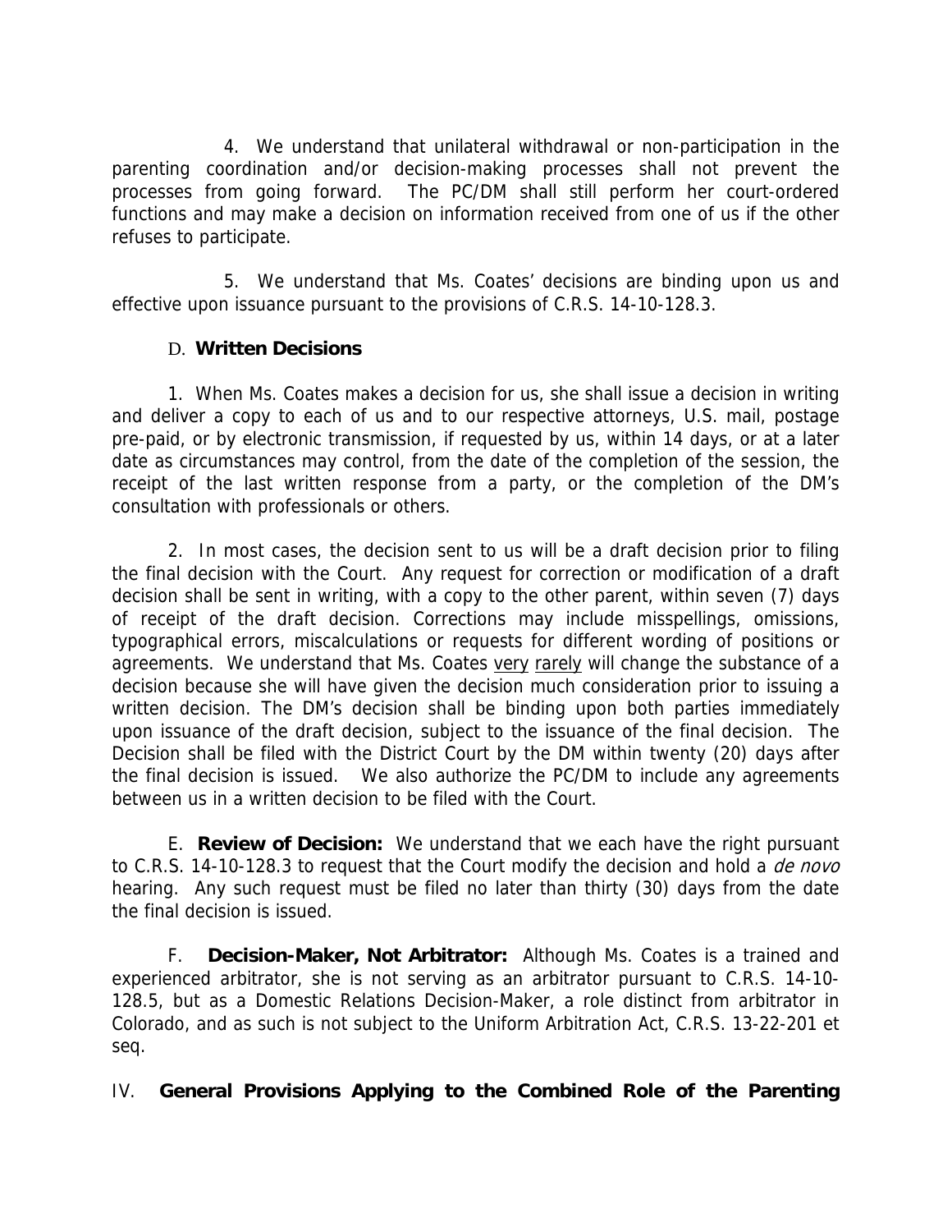4. We understand that unilateral withdrawal or non-participation in the parenting coordination and/or decision-making processes shall not prevent the processes from going forward. The PC/DM shall still perform her court-ordered functions and may make a decision on information received from one of us if the other refuses to participate.

5. We understand that Ms. Coates' decisions are binding upon us and effective upon issuance pursuant to the provisions of C.R.S. 14-10-128.3.

D. **Written Decisions**

1. When Ms. Coates makes a decision for us, she shall issue a decision in writing and deliver a copy to each of us and to our respective attorneys, U.S. mail, postage pre-paid, or by electronic transmission, if requested by us, within 14 days, or at a later date as circumstances may control, from the date of the completion of the session, the receipt of the last written response from a party, or the completion of the DM's consultation with professionals or others.

2. In most cases, the decision sent to us will be a draft decision prior to filing the final decision with the Court. Any request for correction or modification of a draft decision shall be sent in writing, with a copy to the other parent, within seven (7) days of receipt of the draft decision. Corrections may include misspellings, omissions, typographical errors, miscalculations or requests for different wording of positions or agreements. We understand that Ms. Coates very rarely will change the substance of a decision because she will have given the decision much consideration prior to issuing a written decision. The DM's decision shall be binding upon both parties immediately upon issuance of the draft decision, subject to the issuance of the final decision. The Decision shall be filed with the District Court by the DM within twenty (20) days after the final decision is issued. We also authorize the PC/DM to include any agreements between us in a written decision to be filed with the Court.

E. **Review of Decision:** We understand that we each have the right pursuant to C.R.S. 14-10-128.3 to request that the Court modify the decision and hold a *de novo* hearing. Any such request must be filed no later than thirty (30) days from the date the final decision is issued.

F. **Decision-Maker, Not Arbitrator:** Although Ms. Coates is a trained and experienced arbitrator, she is not serving as an arbitrator pursuant to C.R.S. 14-10-128.5, but as a Domestic Relations Decision-Maker, a role distinct from arbitrator in Colorado, and as such is not subject to the Uniform Arbitration Act, C.R.S. 13-22-201 et seq.

IV. **General Provisions Applying to the Combined Role of the Parenting**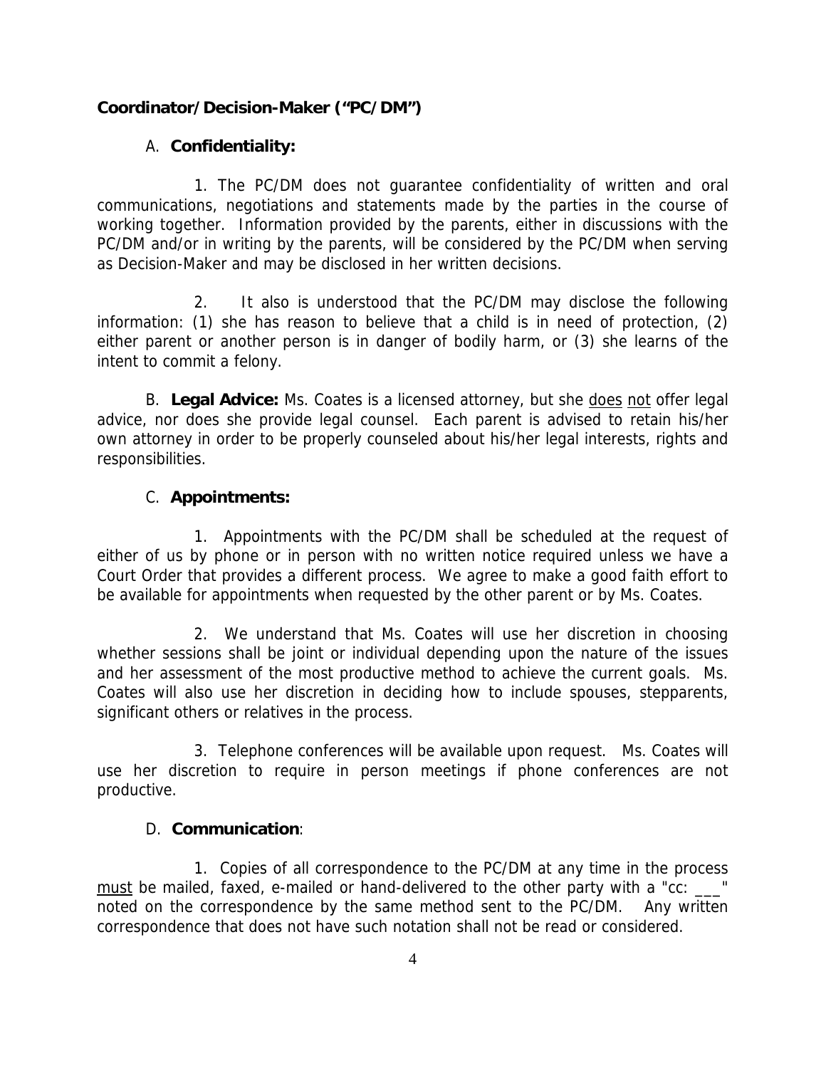**Coordinator/Decision-Maker ("PC/DM")**

A. **Confidentiality:**

1. The PC/DM does not guarantee confidentiality of written and oral communications, negotiations and statements made by the parties in the course of working together. Information provided by the parents, either in discussions with the PC/DM and/or in writing by the parents, will be considered by the PC/DM when serving as Decision-Maker and may be disclosed in her written decisions.

2. It also is understood that the PC/DM may disclose the following information: (1) she has reason to believe that a child is in need of protection, (2) either parent or another person is in danger of bodily harm, or (3) she learns of the intent to commit a felony.

B. **Legal Advice:** Ms. Coates is a licensed attorney, but she <u>does not</u> offer legal advice, nor does she provide legal counsel. Each parent is advised to retain his/her own attorney in order to be properly counseled about his/her legal interests, rights and responsibilities.

C. **Appointments:**

1. Appointments with the PC/DM shall be scheduled at the request of either of us by phone or in person with no written notice required unless we have a Court Order that provides a different process. We agree to make a good faith effort to be available for appointments when requested by the other parent or by Ms. Coates.

2. We understand that Ms. Coates will use her discretion in choosing whether sessions shall be joint or individual depending upon the nature of the issues and her assessment of the most productive method to achieve the current goals. Ms. Coates will also use her discretion in deciding how to include spouses, stepparents, significant others or relatives in the process.

3. Telephone conferences will be available upon request. Ms. Coates will use her discretion to require in person meetings if phone conferences are not productive.

D. **Communication**:

1. Copies of all correspondence to the PC/DM at any time in the process <u>must</u> be mailed, faxed, e-mailed or hand-delivered to the other party with a "cc: ___" noted on the correspondence by the same method sent to the PC/DM. Any written correspondence that does not have such notation shall not be read or considered.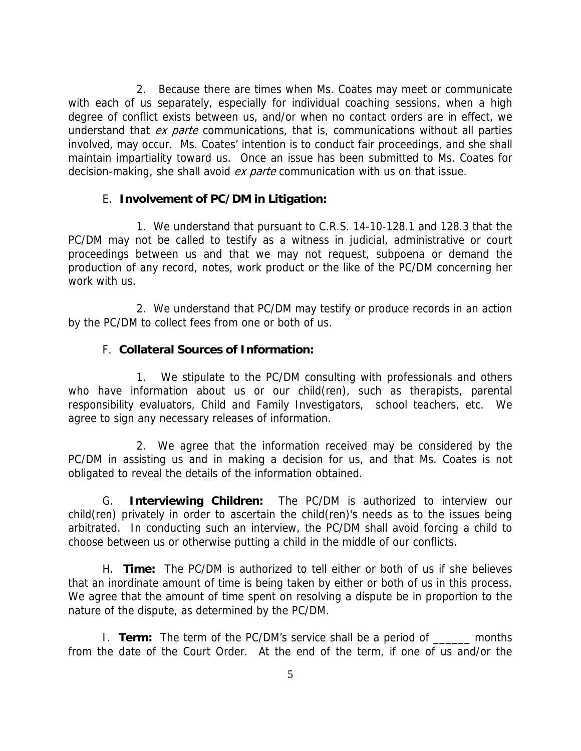2. Because there are times when Ms. Coates may meet or communicate with each of us separately, especially for individual coaching sessions, when a high degree of conflict exists between us, and/or when no contact orders are in effect, we understand that *ex parte* communications, that is, communications without all parties involved, may occur. Ms. Coates' intention is to conduct fair proceedings, and she shall maintain impartiality toward us. Once an issue has been submitted to Ms. Coates for decision-making, she shall avoid *ex parte* communication with us on that issue.

E. **Involvement of PC/DM in Litigation:**

1. We understand that pursuant to C.R.S. 14-10-128.1 and 128.3 that the PC/DM may not be called to testify as a witness in judicial, administrative or court proceedings between us and that we may not request, subpoena or demand the production of any record, notes, work product or the like of the PC/DM concerning her work with us.

2. We understand that PC/DM may testify or produce records in an action by the PC/DM to collect fees from one or both of us.

F. **Collateral Sources of Information:**

1. We stipulate to the PC/DM consulting with professionals and others who have information about us or our child(ren), such as therapists, parental responsibility evaluators, Child and Family Investigators, school teachers, etc. We agree to sign any necessary releases of information.

2. We agree that the information received may be considered by the PC/DM in assisting us and in making a decision for us, and that Ms. Coates is not obligated to reveal the details of the information obtained.

G. **Interviewing Children:** The PC/DM is authorized to interview our child(ren) privately in order to ascertain the child(ren)'s needs as to the issues being arbitrated. In conducting such an interview, the PC/DM shall avoid forcing a child to choose between us or otherwise putting a child in the middle of our conflicts.

H. **Time:** The PC/DM is authorized to tell either or both of us if she believes that an inordinate amount of time is being taken by either or both of us in this process. We agree that the amount of time spent on resolving a dispute be in proportion to the nature of the dispute, as determined by the PC/DM.

I. **Term:** The term of the PC/DM's service shall be a period of ______ months from the date of the Court Order. At the end of the term, if one of us and/or the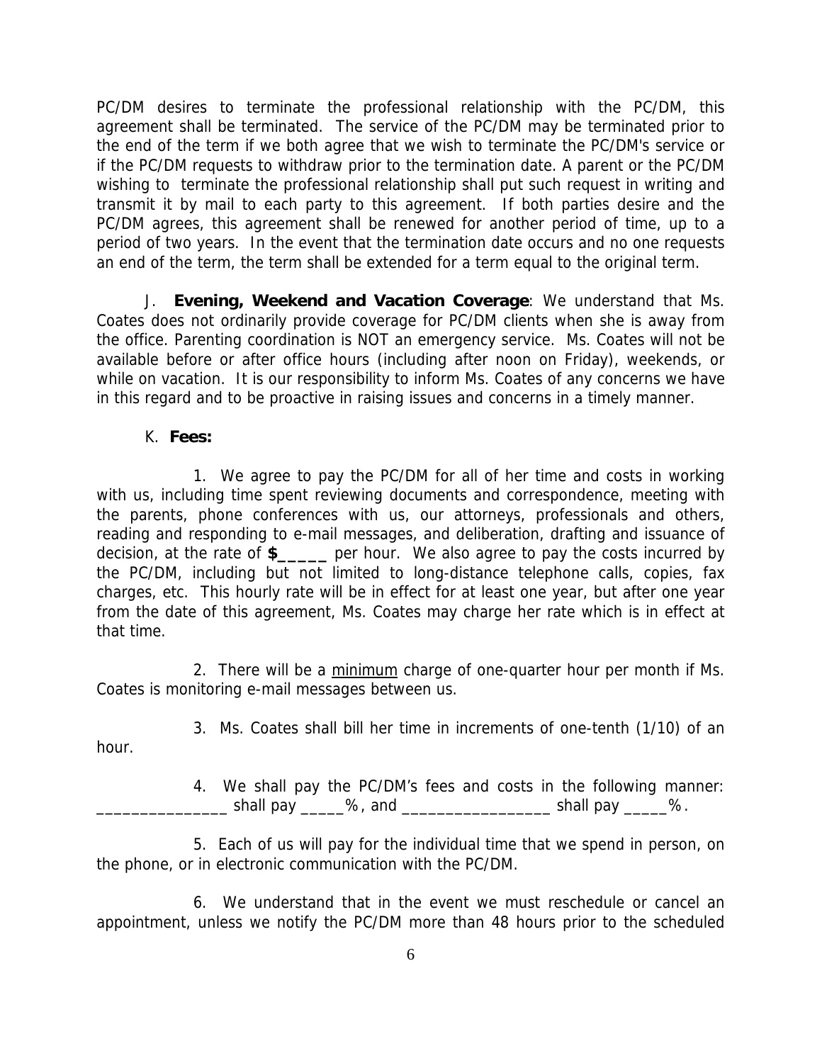PC/DM desires to terminate the professional relationship with the PC/DM, this agreement shall be terminated. The service of the PC/DM may be terminated prior to the end of the term if we both agree that we wish to terminate the PC/DM's service or if the PC/DM requests to withdraw prior to the termination date. A parent or the PC/DM wishing to terminate the professional relationship shall put such request in writing and transmit it by mail to each party to this agreement. If both parties desire and the PC/DM agrees, this agreement shall be renewed for another period of time, up to a period of two years. In the event that the termination date occurs and no one requests an end of the term, the term shall be extended for a term equal to the original term.

J. **Evening, Weekend and Vacation Coverage**: We understand that Ms. Coates does not ordinarily provide coverage for PC/DM clients when she is away from the office. Parenting coordination is NOT an emergency service. Ms. Coates will not be available before or after office hours (including after noon on Friday), weekends, or while on vacation. It is our responsibility to inform Ms. Coates of any concerns we have in this regard and to be proactive in raising issues and concerns in a timely manner.

K. **Fees:**

1. We agree to pay the PC/DM for all of her time and costs in working with us, including time spent reviewing documents and correspondence, meeting with the parents, phone conferences with us, our attorneys, professionals and others, reading and responding to e-mail messages, and deliberation, drafting and issuance of decision, at the rate of **$_____** per hour. We also agree to pay the costs incurred by the PC/DM, including but not limited to long-distance telephone calls, copies, fax charges, etc. This hourly rate will be in effect for at least one year, but after one year from the date of this agreement, Ms. Coates may charge her rate which is in effect at that time.

2. There will be a <u>minimum</u> charge of one-quarter hour per month if Ms. Coates is monitoring e-mail messages between us.

3. Ms. Coates shall bill her time in increments of one-tenth (1/10) of an hour.

4. We shall pay the PC/DM's fees and costs in the following manner: _______________ shall pay _____%, and _________________ shall pay _____%.

5. Each of us will pay for the individual time that we spend in person, on the phone, or in electronic communication with the PC/DM.

6. We understand that in the event we must reschedule or cancel an appointment, unless we notify the PC/DM more than 48 hours prior to the scheduled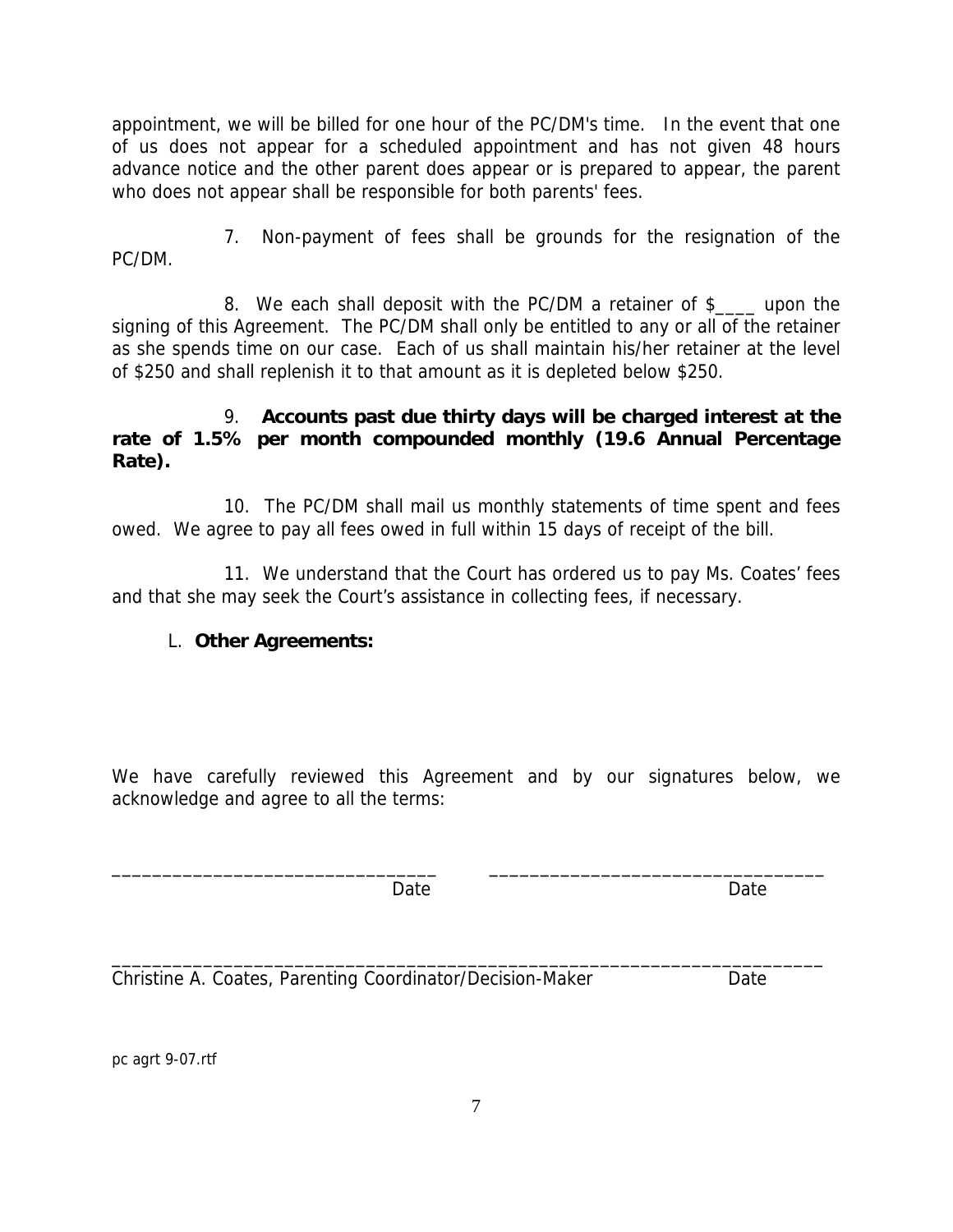appointment, we will be billed for one hour of the PC/DM's time. In the event that one of us does not appear for a scheduled appointment and has not given 48 hours advance notice and the other parent does appear or is prepared to appear, the parent who does not appear shall be responsible for both parents' fees.

7. Non-payment of fees shall be grounds for the resignation of the PC/DM.

8. We each shall deposit with the PC/DM a retainer of $____ upon the signing of this Agreement. The PC/DM shall only be entitled to any or all of the retainer as she spends time on our case. Each of us shall maintain his/her retainer at the level of $250 and shall replenish it to that amount as it is depleted below $250.

9. **Accounts past due thirty days will be charged interest at the rate of 1.5% per month compounded monthly (19.6 Annual Percentage Rate).**

10. The PC/DM shall mail us monthly statements of time spent and fees owed. We agree to pay all fees owed in full within 15 days of receipt of the bill.

11. We understand that the Court has ordered us to pay Ms. Coates' fees and that she may seek the Court's assistance in collecting fees, if necessary.

L. **Other Agreements:**

We have carefully reviewed this Agreement and by our signatures below, we acknowledge and agree to all the terms:

_________________________________ Date          _________________________________ Date

_________________________________________________________________________
Christine A. Coates, Parenting Coordinator/Decision-Maker          Date

pc agrt 9-07.rtf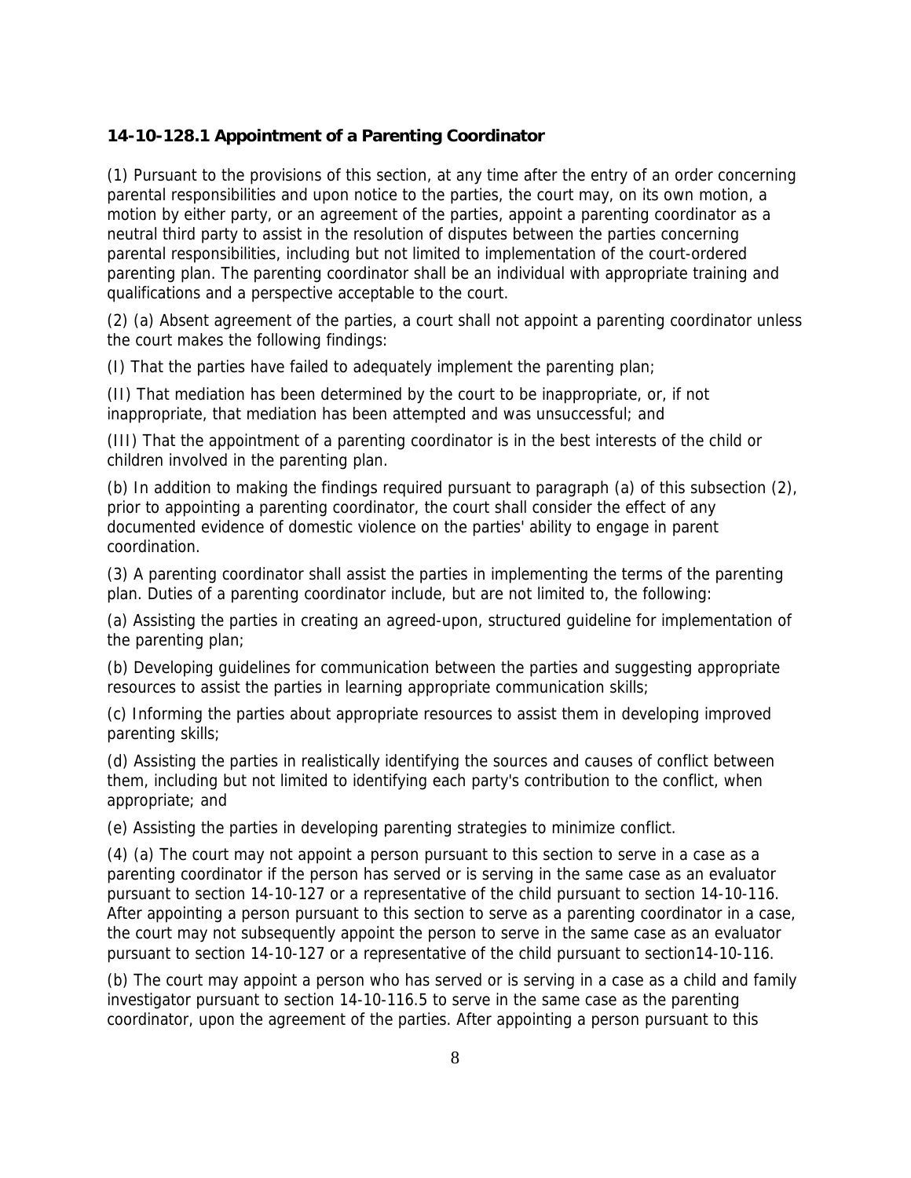**14-10-128.1 Appointment of a Parenting Coordinator**

(1) Pursuant to the provisions of this section, at any time after the entry of an order concerning parental responsibilities and upon notice to the parties, the court may, on its own motion, a motion by either party, or an agreement of the parties, appoint a parenting coordinator as a neutral third party to assist in the resolution of disputes between the parties concerning parental responsibilities, including but not limited to implementation of the court-ordered parenting plan. The parenting coordinator shall be an individual with appropriate training and qualifications and a perspective acceptable to the court.

(2) (a) Absent agreement of the parties, a court shall not appoint a parenting coordinator unless the court makes the following findings:

(I) That the parties have failed to adequately implement the parenting plan;

(II) That mediation has been determined by the court to be inappropriate, or, if not inappropriate, that mediation has been attempted and was unsuccessful; and

(III) That the appointment of a parenting coordinator is in the best interests of the child or children involved in the parenting plan.

(b) In addition to making the findings required pursuant to paragraph (a) of this subsection (2), prior to appointing a parenting coordinator, the court shall consider the effect of any documented evidence of domestic violence on the parties' ability to engage in parent coordination.

(3) A parenting coordinator shall assist the parties in implementing the terms of the parenting plan. Duties of a parenting coordinator include, but are not limited to, the following:

(a) Assisting the parties in creating an agreed-upon, structured guideline for implementation of the parenting plan;

(b) Developing guidelines for communication between the parties and suggesting appropriate resources to assist the parties in learning appropriate communication skills;

(c) Informing the parties about appropriate resources to assist them in developing improved parenting skills;

(d) Assisting the parties in realistically identifying the sources and causes of conflict between them, including but not limited to identifying each party's contribution to the conflict, when appropriate; and

(e) Assisting the parties in developing parenting strategies to minimize conflict.

(4) (a) The court may not appoint a person pursuant to this section to serve in a case as a parenting coordinator if the person has served or is serving in the same case as an evaluator pursuant to section 14-10-127 or a representative of the child pursuant to section 14-10-116. After appointing a person pursuant to this section to serve as a parenting coordinator in a case, the court may not subsequently appoint the person to serve in the same case as an evaluator pursuant to section 14-10-127 or a representative of the child pursuant to section14-10-116.

(b) The court may appoint a person who has served or is serving in a case as a child and family investigator pursuant to section 14-10-116.5 to serve in the same case as the parenting coordinator, upon the agreement of the parties. After appointing a person pursuant to this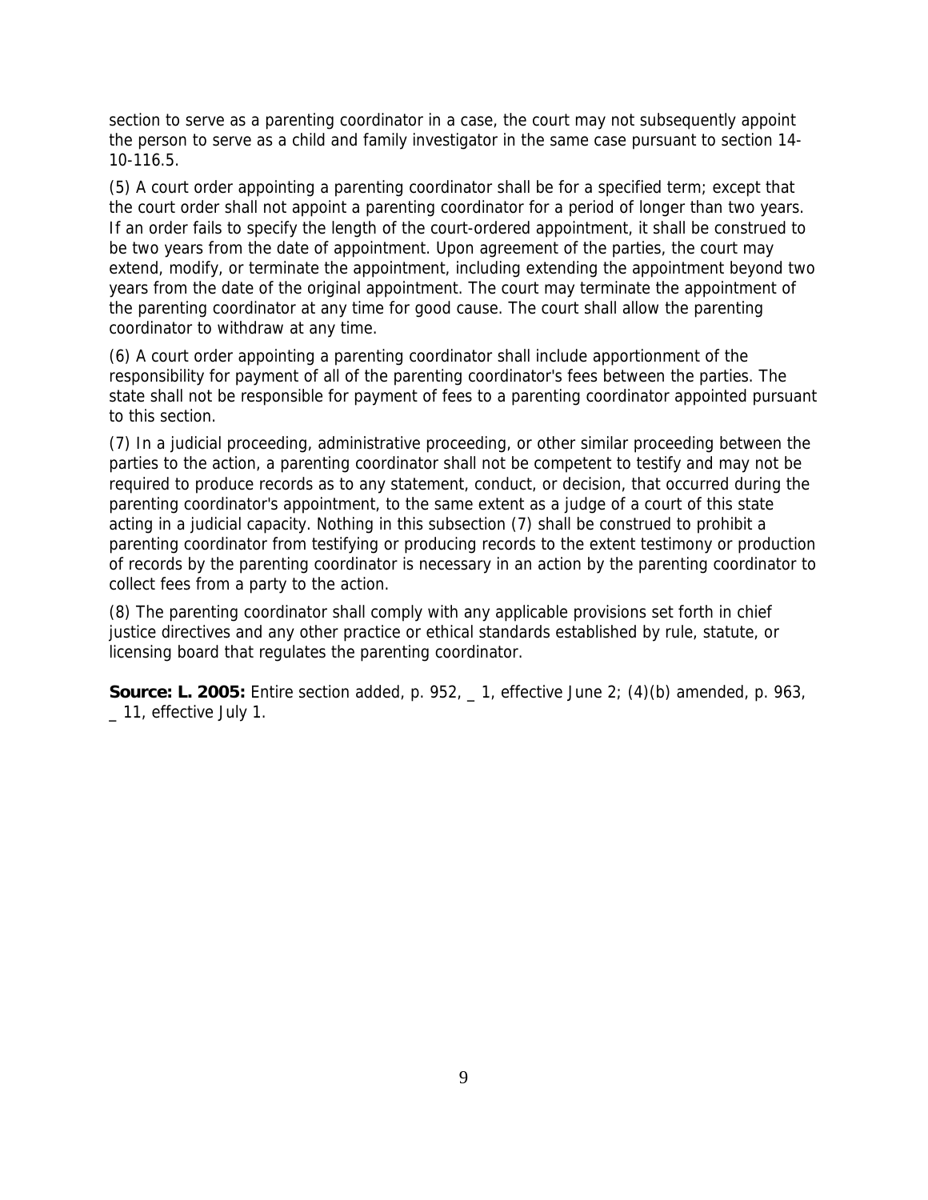section to serve as a parenting coordinator in a case, the court may not subsequently appoint the person to serve as a child and family investigator in the same case pursuant to section 14-10-116.5.

(5) A court order appointing a parenting coordinator shall be for a specified term; except that the court order shall not appoint a parenting coordinator for a period of longer than two years. If an order fails to specify the length of the court-ordered appointment, it shall be construed to be two years from the date of appointment. Upon agreement of the parties, the court may extend, modify, or terminate the appointment, including extending the appointment beyond two years from the date of the original appointment. The court may terminate the appointment of the parenting coordinator at any time for good cause. The court shall allow the parenting coordinator to withdraw at any time.

(6) A court order appointing a parenting coordinator shall include apportionment of the responsibility for payment of all of the parenting coordinator's fees between the parties. The state shall not be responsible for payment of fees to a parenting coordinator appointed pursuant to this section.

(7) In a judicial proceeding, administrative proceeding, or other similar proceeding between the parties to the action, a parenting coordinator shall not be competent to testify and may not be required to produce records as to any statement, conduct, or decision, that occurred during the parenting coordinator's appointment, to the same extent as a judge of a court of this state acting in a judicial capacity. Nothing in this subsection (7) shall be construed to prohibit a parenting coordinator from testifying or producing records to the extent testimony or production of records by the parenting coordinator is necessary in an action by the parenting coordinator to collect fees from a party to the action.

(8) The parenting coordinator shall comply with any applicable provisions set forth in chief justice directives and any other practice or ethical standards established by rule, statute, or licensing board that regulates the parenting coordinator.

**Source: L. 2005:** Entire section added, p. 952, _ 1, effective June 2; (4)(b) amended, p. 963, _ 11, effective July 1.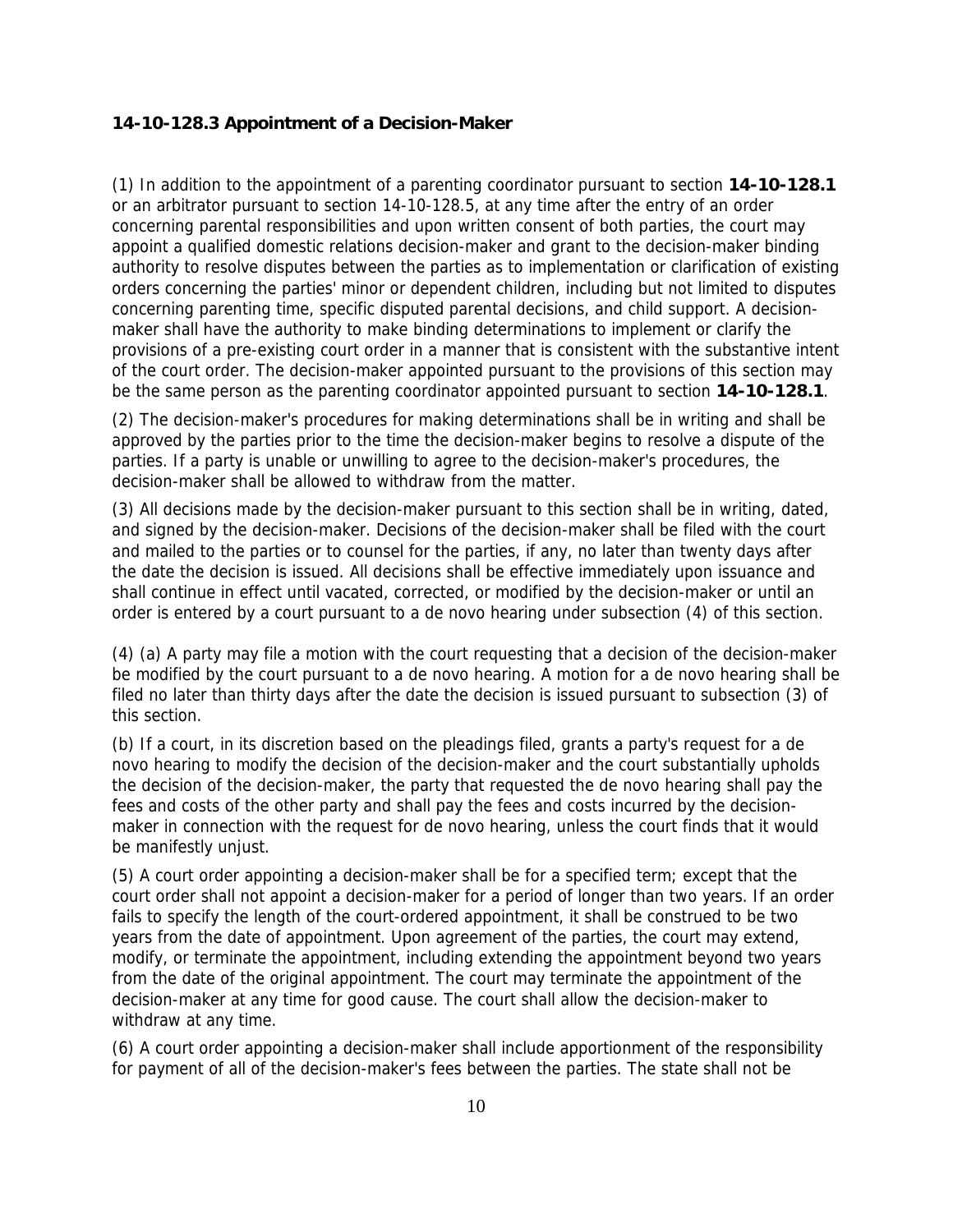**14-10-128.3 Appointment of a Decision-Maker**

(1) In addition to the appointment of a parenting coordinator pursuant to section **14-10-128.1** or an arbitrator pursuant to section 14-10-128.5, at any time after the entry of an order concerning parental responsibilities and upon written consent of both parties, the court may appoint a qualified domestic relations decision-maker and grant to the decision-maker binding authority to resolve disputes between the parties as to implementation or clarification of existing orders concerning the parties' minor or dependent children, including but not limited to disputes concerning parenting time, specific disputed parental decisions, and child support. A decision-maker shall have the authority to make binding determinations to implement or clarify the provisions of a pre-existing court order in a manner that is consistent with the substantive intent of the court order. The decision-maker appointed pursuant to the provisions of this section may be the same person as the parenting coordinator appointed pursuant to section **14-10-128.1**.

(2) The decision-maker's procedures for making determinations shall be in writing and shall be approved by the parties prior to the time the decision-maker begins to resolve a dispute of the parties. If a party is unable or unwilling to agree to the decision-maker's procedures, the decision-maker shall be allowed to withdraw from the matter.

(3) All decisions made by the decision-maker pursuant to this section shall be in writing, dated, and signed by the decision-maker. Decisions of the decision-maker shall be filed with the court and mailed to the parties or to counsel for the parties, if any, no later than twenty days after the date the decision is issued. All decisions shall be effective immediately upon issuance and shall continue in effect until vacated, corrected, or modified by the decision-maker or until an order is entered by a court pursuant to a de novo hearing under subsection (4) of this section.

(4) (a) A party may file a motion with the court requesting that a decision of the decision-maker be modified by the court pursuant to a de novo hearing. A motion for a de novo hearing shall be filed no later than thirty days after the date the decision is issued pursuant to subsection (3) of this section.

(b) If a court, in its discretion based on the pleadings filed, grants a party's request for a de novo hearing to modify the decision of the decision-maker and the court substantially upholds the decision of the decision-maker, the party that requested the de novo hearing shall pay the fees and costs of the other party and shall pay the fees and costs incurred by the decision-maker in connection with the request for de novo hearing, unless the court finds that it would be manifestly unjust.

(5) A court order appointing a decision-maker shall be for a specified term; except that the court order shall not appoint a decision-maker for a period of longer than two years. If an order fails to specify the length of the court-ordered appointment, it shall be construed to be two years from the date of appointment. Upon agreement of the parties, the court may extend, modify, or terminate the appointment, including extending the appointment beyond two years from the date of the original appointment. The court may terminate the appointment of the decision-maker at any time for good cause. The court shall allow the decision-maker to withdraw at any time.

(6) A court order appointing a decision-maker shall include apportionment of the responsibility for payment of all of the decision-maker's fees between the parties. The state shall not be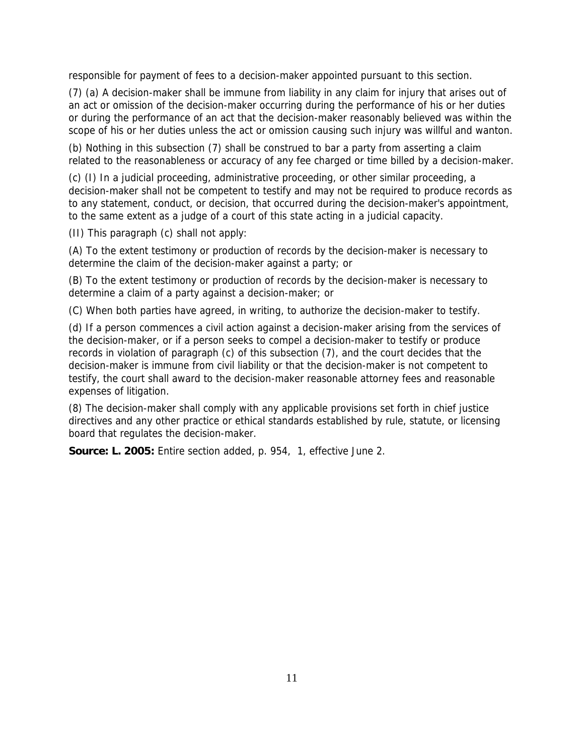responsible for payment of fees to a decision-maker appointed pursuant to this section.

(7) (a) A decision-maker shall be immune from liability in any claim for injury that arises out of an act or omission of the decision-maker occurring during the performance of his or her duties or during the performance of an act that the decision-maker reasonably believed was within the scope of his or her duties unless the act or omission causing such injury was willful and wanton.

(b) Nothing in this subsection (7) shall be construed to bar a party from asserting a claim related to the reasonableness or accuracy of any fee charged or time billed by a decision-maker.

(c) (I) In a judicial proceeding, administrative proceeding, or other similar proceeding, a decision-maker shall not be competent to testify and may not be required to produce records as to any statement, conduct, or decision, that occurred during the decision-maker's appointment, to the same extent as a judge of a court of this state acting in a judicial capacity.

(II) This paragraph (c) shall not apply:

(A) To the extent testimony or production of records by the decision-maker is necessary to determine the claim of the decision-maker against a party; or

(B) To the extent testimony or production of records by the decision-maker is necessary to determine a claim of a party against a decision-maker; or

(C) When both parties have agreed, in writing, to authorize the decision-maker to testify.

(d) If a person commences a civil action against a decision-maker arising from the services of the decision-maker, or if a person seeks to compel a decision-maker to testify or produce records in violation of paragraph (c) of this subsection (7), and the court decides that the decision-maker is immune from civil liability or that the decision-maker is not competent to testify, the court shall award to the decision-maker reasonable attorney fees and reasonable expenses of litigation.

(8) The decision-maker shall comply with any applicable provisions set forth in chief justice directives and any other practice or ethical standards established by rule, statute, or licensing board that regulates the decision-maker.

**Source: L. 2005:** Entire section added, p. 954, 1, effective June 2.